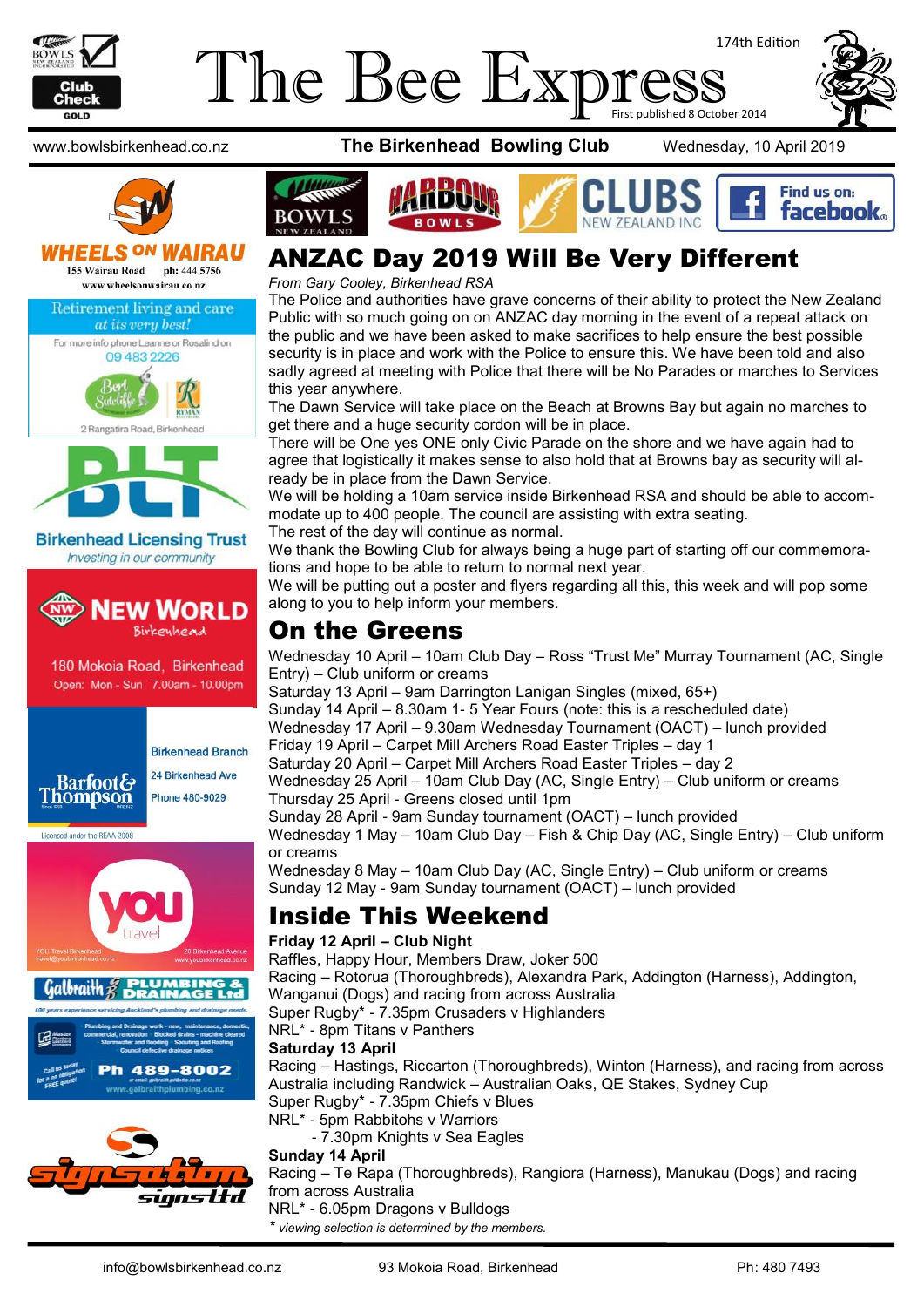# The Bee Express

174th Edition

First published 8 October 2014

www.bowlsbirkenhead.co.nz **The Birkenhead Bowling Club** Wednesday, 10 April 2019

**WHEELS ON WAIRAU**
155 Wairau Road ph: 444 5756
www.wheelsonwairau.co.nz

Retirement living and care *at its very best!*
For more info phone Leanne or Rosalind on 09 483 2226
Bert Sutcliffe — Ryman
2 Rangatira Road, Birkenhead

**Birkenhead Licensing Trust**
*Investing in our community*

**NEW WORLD** Birkenhead
180 Mokoia Road, Birkenhead
Open: Mon - Sun 7.00am - 10.00pm

Barfoot & Thompson
Birkenhead Branch
24 Birkenhead Ave
Phone 480-9029
Licensed under the REAA 2008

you travel
YOU Travel Birkenhead travel@youbirkenhead.co.nz
26 Birkenhead Avenue www.youbirkenhead.co.nz

Galbraith PLUMBING & DRAINAGE Ltd
100 years experience servicing Auckland's plumbing and drainage needs.
Plumbing and Drainage work - new, maintenance, domestic, commercial, renovation · Blocked drains - machine cleared · Stormwater and flooding · Spouting and Roofing · Council defective drainage notices
Call us today for a no obligation FREE quote!
Ph 489-8002
or email galbraith.pd@xtra.co.nz
www.galbraithplumbing.co.nz

signsation signs ltd

Find us on: facebook

## ANZAC Day 2019 Will Be Very Different

*From Gary Cooley, Birkenhead RSA*

The Police and authorities have grave concerns of their ability to protect the New Zealand Public with so much going on on ANZAC day morning in the event of a repeat attack on the public and we have been asked to make sacrifices to help ensure the best possible security is in place and work with the Police to ensure this. We have been told and also sadly agreed at meeting with Police that there will be No Parades or marches to Services this year anywhere.

The Dawn Service will take place on the Beach at Browns Bay but again no marches to get there and a huge security cordon will be in place.

There will be One yes ONE only Civic Parade on the shore and we have again had to agree that logistically it makes sense to also hold that at Browns bay as security will already be in place from the Dawn Service.

We will be holding a 10am service inside Birkenhead RSA and should be able to accommodate up to 400 people. The council are assisting with extra seating.

The rest of the day will continue as normal.

We thank the Bowling Club for always being a huge part of starting off our commemorations and hope to be able to return to normal next year.

We will be putting out a poster and flyers regarding all this, this week and will pop some along to you to help inform your members.

## On the Greens

Wednesday 10 April – 10am Club Day – Ross "Trust Me" Murray Tournament (AC, Single Entry) – Club uniform or creams
Saturday 13 April – 9am Darrington Lanigan Singles (mixed, 65+)
Sunday 14 April – 8.30am 1- 5 Year Fours (note: this is a rescheduled date)
Wednesday 17 April – 9.30am Wednesday Tournament (OACT) – lunch provided
Friday 19 April – Carpet Mill Archers Road Easter Triples – day 1
Saturday 20 April – Carpet Mill Archers Road Easter Triples – day 2
Wednesday 25 April – 10am Club Day (AC, Single Entry) – Club uniform or creams
Thursday 25 April - Greens closed until 1pm
Sunday 28 April - 9am Sunday tournament (OACT) – lunch provided
Wednesday 1 May – 10am Club Day – Fish & Chip Day (AC, Single Entry) – Club uniform or creams
Wednesday 8 May – 10am Club Day (AC, Single Entry) – Club uniform or creams
Sunday 12 May - 9am Sunday tournament (OACT) – lunch provided

## Inside This Weekend

**Friday 12 April – Club Night**
Raffles, Happy Hour, Members Draw, Joker 500
Racing – Rotorua (Thoroughbreds), Alexandra Park, Addington (Harness), Addington, Wanganui (Dogs) and racing from across Australia
Super Rugby* - 7.35pm Crusaders v Highlanders
NRL* - 8pm Titans v Panthers

**Saturday 13 April**
Racing – Hastings, Riccarton (Thoroughbreds), Winton (Harness), and racing from across Australia including Randwick – Australian Oaks, QE Stakes, Sydney Cup
Super Rugby* - 7.35pm Chiefs v Blues
NRL* - 5pm Rabbitohs v Warriors
- 7.30pm Knights v Sea Eagles

**Sunday 14 April**
Racing – Te Rapa (Thoroughbreds), Rangiora (Harness), Manukau (Dogs) and racing from across Australia
NRL* - 6.05pm Dragons v Bulldogs

\* *viewing selection is determined by the members.*

info@bowlsbirkenhead.co.nz 93 Mokoia Road, Birkenhead Ph: 480 7493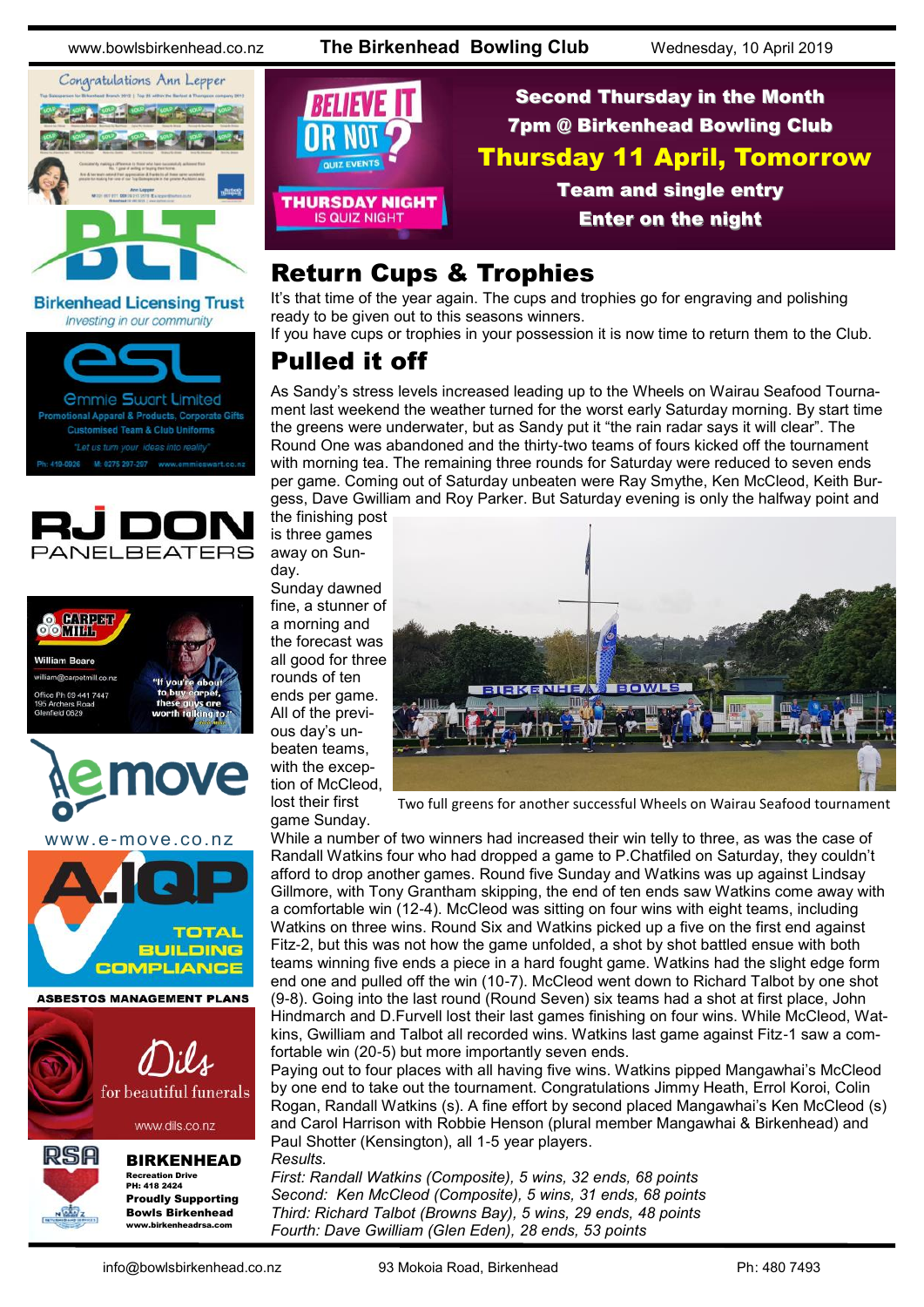Second Thursday in the Month
7pm @ Birkenhead Bowling Club
**Thursday 11 April, Tomorrow**
Team and single entry
Enter on the night

## Return Cups & Trophies

It's that time of the year again. The cups and trophies go for engraving and polishing ready to be given out to this seasons winners.
If you have cups or trophies in your possession it is now time to return them to the Club.

## Pulled it off

As Sandy's stress levels increased leading up to the Wheels on Wairau Seafood Tournament last weekend the weather turned for the worst early Saturday morning. By start time the greens were underwater, but as Sandy put it "the rain radar says it will clear". The Round One was abandoned and the thirty-two teams of fours kicked off the tournament with morning tea. The remaining three rounds for Saturday were reduced to seven ends per game. Coming out of Saturday unbeaten were Ray Smythe, Ken McCleod, Keith Burgess, Dave Gwilliam and Roy Parker. But Saturday evening is only the halfway point and the finishing post is three games away on Sunday.

Sunday dawned fine, a stunner of a morning and the forecast was all good for three rounds of ten ends per game. All of the previous day's unbeaten teams, with the exception of McCleod, lost their first game Sunday.

Two full greens for another successful Wheels on Wairau Seafood tournament

While a number of two winners had increased their win telly to three, as was the case of Randall Watkins four who had dropped a game to P.Chatfiled on Saturday, they couldn't afford to drop another games. Round five Sunday and Watkins was up against Lindsay Gillmore, with Tony Grantham skipping, the end of ten ends saw Watkins come away with a comfortable win (12-4). McCleod was sitting on four wins with eight teams, including Watkins on three wins. Round Six and Watkins picked up a five on the first end against Fitz-2, but this was not how the game unfolded, a shot by shot battled ensue with both teams winning five ends a piece in a hard fought game. Watkins had the slight edge form end one and pulled off the win (10-7). McCleod went down to Richard Talbot by one shot (9-8). Going into the last round (Round Seven) six teams had a shot at first place, John Hindmarch and D.Furvell lost their last games finishing on four wins. While McCleod, Watkins, Gwilliam and Talbot all recorded wins. Watkins last game against Fitz-1 saw a comfortable win (20-5) but more importantly seven ends.

Paying out to four places with all having five wins. Watkins pipped Mangawhai's McCleod by one end to take out the tournament. Congratulations Jimmy Heath, Errol Koroi, Colin Rogan, Randall Watkins (s). A fine effort by second placed Mangawhai's Ken McCleod (s) and Carol Harrison with Robbie Henson (plural member Mangawhai & Birkenhead) and Paul Shotter (Kensington), all 1-5 year players.

*Results.*

*First: Randall Watkins (Composite), 5 wins, 32 ends, 68 points*
*Second: Ken McCleod (Composite), 5 wins, 31 ends, 68 points*
*Third: Richard Talbot (Browns Bay), 5 wins, 29 ends, 48 points*
*Fourth: Dave Gwilliam (Glen Eden), 28 ends, 53 points*

Congratulations Ann Lepper

Birkenhead Licensing Trust
*Investing in our community*

Emmie Swart Limited
Promotional Apparel & Products, Corporate Gifts
Customised Team & Club Uniforms
"Let us turn your ideas into reality"
Ph: 419-0926 M: 0275 297-297 www.emmieswart.co.nz

RJ DON PANELBEATERS

CARPET MILL
William Beare
william@carpetmill.co.nz
Office Ph 09 441 7447
195 Archers Road
Glenfield 0629
"If you're about to buy carpet, these guys are worth talking to!"

emove
www.e-move.co.nz

A.IQP
TOTAL BUILDING COMPLIANCE
ASBESTOS MANAGEMENT PLANS

Dils
for beautiful funerals
www.dils.co.nz

RSA
**BIRKENHEAD**
Recreation Drive
PH: 418 2424
Proudly Supporting Bowls Birkenhead
www.birkenheadrsa.com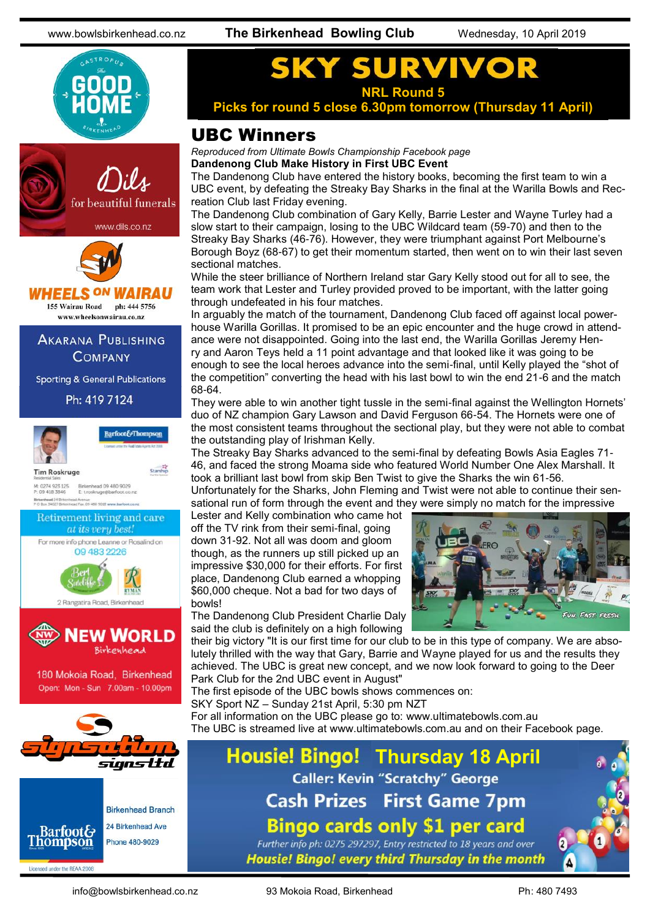# SKY SURVIVOR

**NRL Round 5**

**Picks for round 5 close 6.30pm tomorrow (Thursday 11 April)**

## UBC Winners

*Reproduced from Ultimate Bowls Championship Facebook page*

**Dandenong Club Make History in First UBC Event**

The Dandenong Club have entered the history books, becoming the first team to win a UBC event, by defeating the Streaky Bay Sharks in the final at the Warilla Bowls and Recreation Club last Friday evening.

The Dandenong Club combination of Gary Kelly, Barrie Lester and Wayne Turley had a slow start to their campaign, losing to the UBC Wildcard team (59-70) and then to the Streaky Bay Sharks (46-76). However, they were triumphant against Port Melbourne's Borough Boyz (68-67) to get their momentum started, then went on to win their last seven sectional matches.

While the steer brilliance of Northern Ireland star Gary Kelly stood out for all to see, the team work that Lester and Turley provided proved to be important, with the latter going through undefeated in his four matches.

In arguably the match of the tournament, Dandenong Club faced off against local powerhouse Warilla Gorillas. It promised to be an epic encounter and the huge crowd in attendance were not disappointed. Going into the last end, the Warilla Gorillas Jeremy Henry and Aaron Teys held a 11 point advantage and that looked like it was going to be enough to see the local heroes advance into the semi-final, until Kelly played the "shot of the competition" converting the head with his last bowl to win the end 21-6 and the match 68-64.

They were able to win another tight tussle in the semi-final against the Wellington Hornets' duo of NZ champion Gary Lawson and David Ferguson 66-54. The Hornets were one of the most consistent teams throughout the sectional play, but they were not able to combat the outstanding play of Irishman Kelly.

The Streaky Bay Sharks advanced to the semi-final by defeating Bowls Asia Eagles 71-46, and faced the strong Moama side who featured World Number One Alex Marshall. It took a brilliant last bowl from skip Ben Twist to give the Sharks the win 61-56.

Unfortunately for the Sharks, John Fleming and Twist were not able to continue their sensational run of form through the event and they were simply no match for the impressive Lester and Kelly combination who came hot off the TV rink from their semi-final, going down 31-92. Not all was doom and gloom though, as the runners up still picked up an impressive $30,000 for their efforts. For first place, Dandenong Club earned a whopping $60,000 cheque. Not a bad for two days of bowls!

The Dandenong Club President Charlie Daly said the club is definitely on a high following their big victory "It is our first time for our club to be in this type of company. We are absolutely thrilled with the way that Gary, Barrie and Wayne played for us and the results they achieved. The UBC is great new concept, and we now look forward to going to the Deer Park Club for the 2nd UBC event in August"

The first episode of the UBC bowls shows commences on:

SKY Sport NZ – Sunday 21st April, 5:30 pm NZT

For all information on the UBC please go to: www.ultimatebowls.com.au

The UBC is streamed live at www.ultimatebowls.com.au and on their Facebook page.

## Housie! Bingo! Thursday 18 April

Caller: Kevin "Scratchy" George

Cash Prizes First Game 7pm

Bingo cards only $1 per card

Further info ph: 0275 297297, Entry restricted to 18 years and over

*Housie! Bingo! every third Thursday in the month*

---

The Good Home Gastropub Birkenhead

Dils for beautiful funerals — www.dils.co.nz

Wheels on Wairau — 155 Wairau Road ph: 444 5756 — www.wheelsonwairau.co.nz

Akarana Publishing Company — Sporting & General Publications — Ph: 419 7124

Barfoot & Thompson — Tim Roskruge, Residential Sales — M: 0274 923 125 P: 09 418 3846 — Birkenhead 09 480 9029 — E: troskruge@barfoot.co.nz

Retirement living and care *at its very best!* — For more info phone Leanne or Rosalind on 09 483 2226 — Bert Sutcliffe, Ryman — 2 Rangatira Road, Birkenhead

New World Birkenhead — 180 Mokoia Road, Birkenhead — Open: Mon - Sun 7.00am - 10.00pm

Signsation signs ltd

Barfoot & Thompson — Birkenhead Branch — 24 Birkenhead Ave — Phone 480-9029 — Licensed under the REAA 2008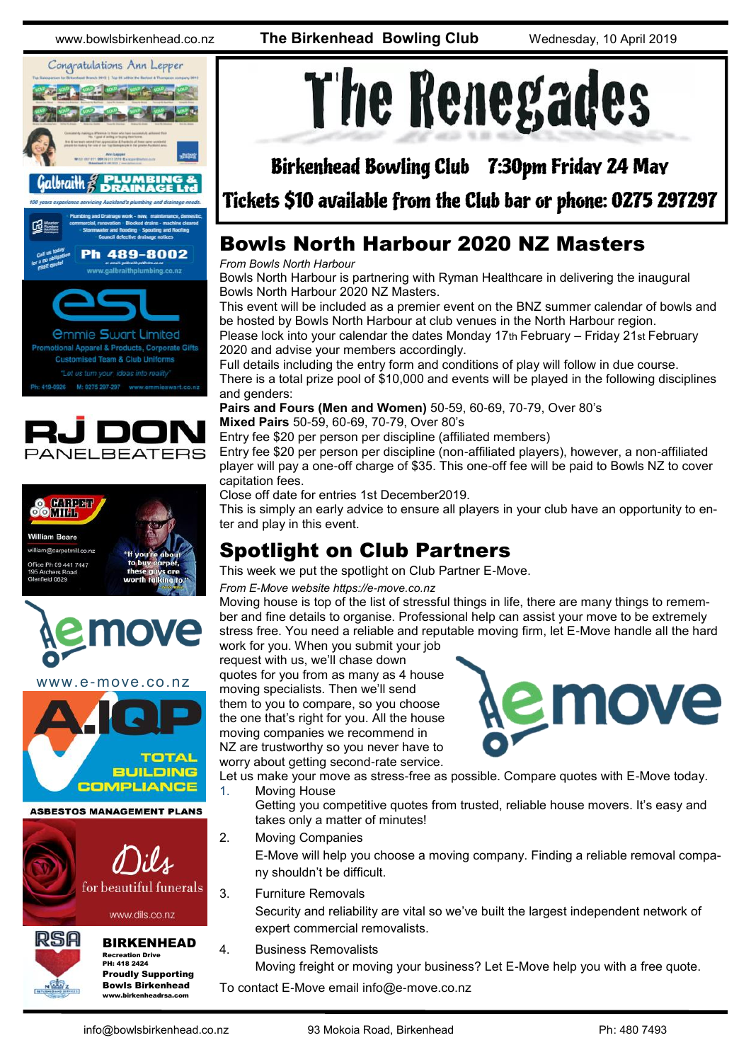# The Renegades

**Birkenhead Bowling Club 7:30pm Friday 24 May**

**Tickets $10 available from the Club bar or phone: 0275 297297**

## Bowls North Harbour 2020 NZ Masters

*From Bowls North Harbour*

Bowls North Harbour is partnering with Ryman Healthcare in delivering the inaugural Bowls North Harbour 2020 NZ Masters.

This event will be included as a premier event on the BNZ summer calendar of bowls and be hosted by Bowls North Harbour at club venues in the North Harbour region.

Please lock into your calendar the dates Monday 17th February – Friday 21st February 2020 and advise your members accordingly.

Full details including the entry form and conditions of play will follow in due course.

There is a total prize pool of $10,000 and events will be played in the following disciplines and genders:

**Pairs and Fours (Men and Women)** 50-59, 60-69, 70-79, Over 80's

**Mixed Pairs** 50-59, 60-69, 70-79, Over 80's

Entry fee $20 per person per discipline (affiliated members)

Entry fee $20 per person per discipline (non-affiliated players), however, a non-affiliated player will pay a one-off charge of $35. This one-off fee will be paid to Bowls NZ to cover capitation fees.

Close off date for entries 1st December2019.

This is simply an early advice to ensure all players in your club have an opportunity to enter and play in this event.

## Spotlight on Club Partners

This week we put the spotlight on Club Partner E-Move.

*From E-Move website https://e-move.co.nz*

Moving house is top of the list of stressful things in life, there are many things to remember and fine details to organise. Professional help can assist your move to be extremely stress free. You need a reliable and reputable moving firm, let E-Move handle all the hard work for you. When you submit your job request with us, we'll chase down quotes for you from as many as 4 house moving specialists. Then we'll send them to you to compare, so you choose the one that's right for you. All the house moving companies we recommend in NZ are trustworthy so you never have to worry about getting second-rate service.

Let us make your move as stress-free as possible. Compare quotes with E-Move today.

1. Moving House
   Getting you competitive quotes from trusted, reliable house movers. It's easy and takes only a matter of minutes!
2. Moving Companies
   E-Move will help you choose a moving company. Finding a reliable removal company shouldn't be difficult.
3. Furniture Removals
   Security and reliability are vital so we've built the largest independent network of expert commercial removalists.
4. Business Removalists
   Moving freight or moving your business? Let E-Move help you with a free quote.

To contact E-Move email info@e-move.co.nz